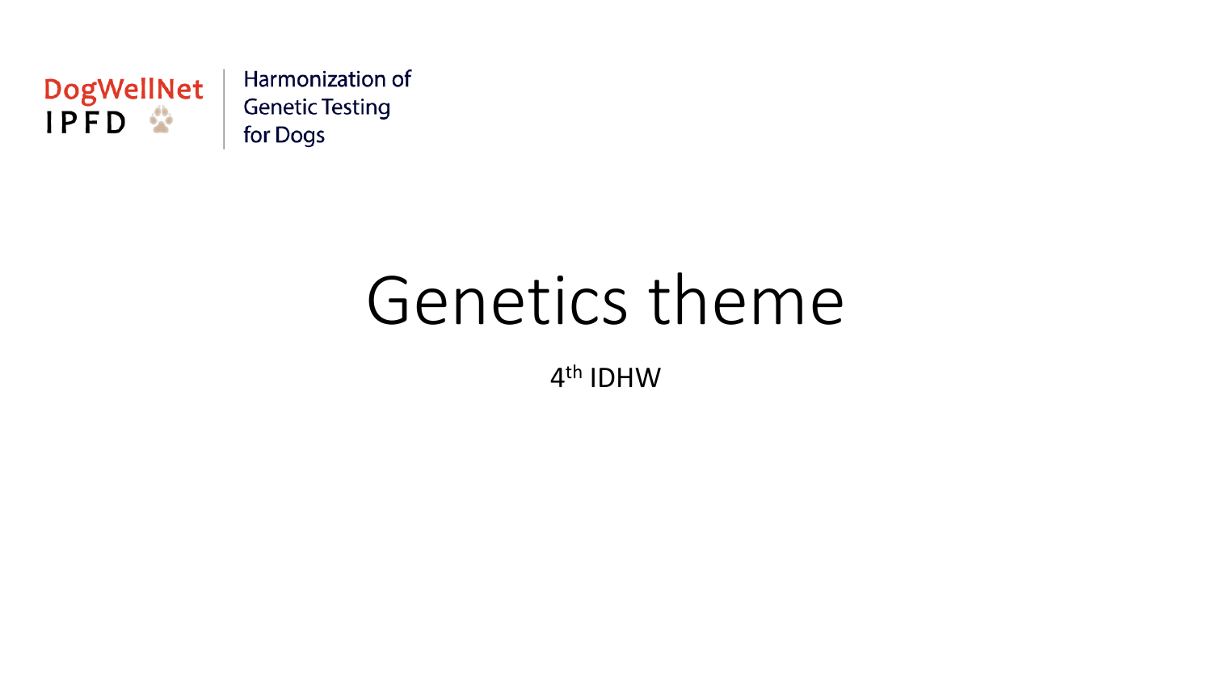DogWellNet
IPFD

Harmonization of Genetic Testing for Dogs

# Genetics theme

4th IDHW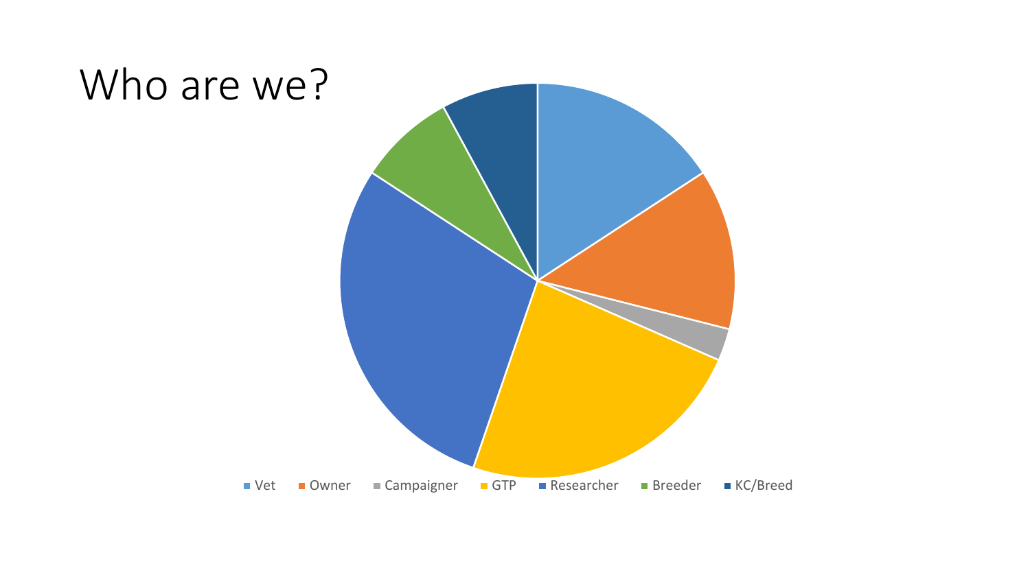# Who are we?

Vet, Owner, Campaigner, GTP, Researcher, Breeder, KC/Breed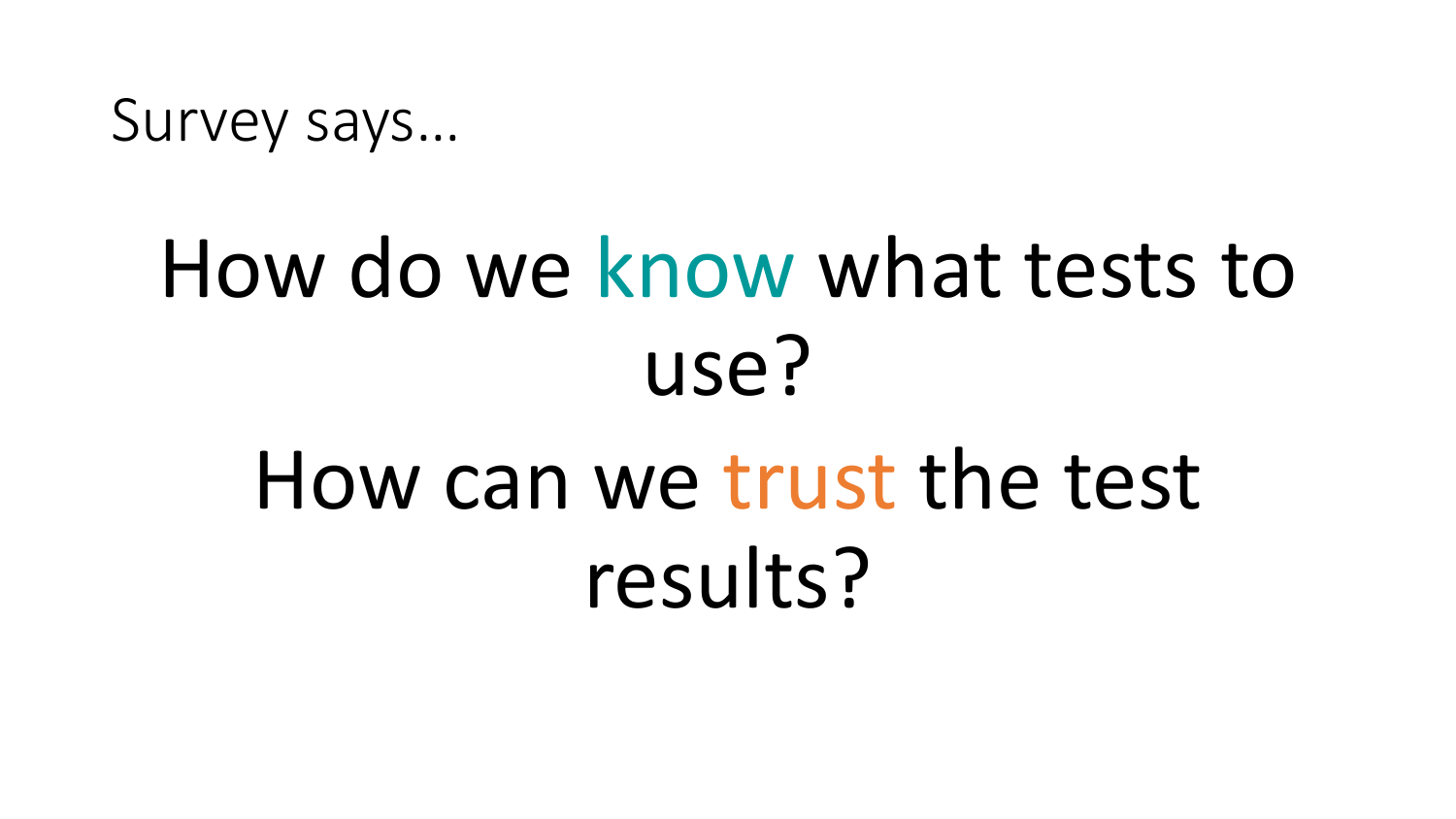# Survey says…

How do we know what tests to use?

How can we trust the test results?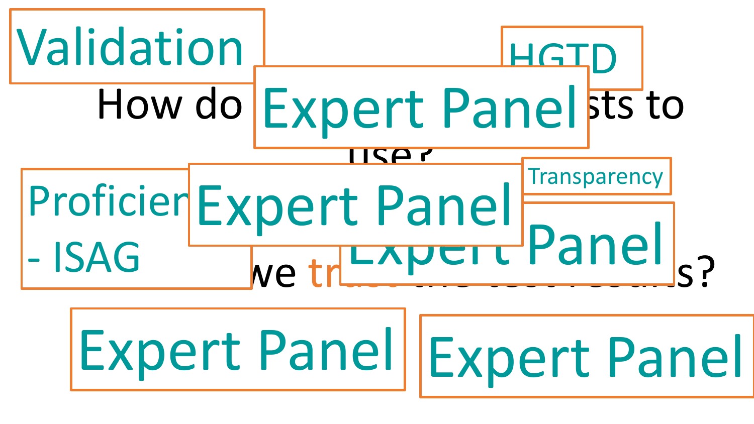Validation

HGTD

How do ... sts to use?

Expert Panel

Transparency

Proficien...
- ISAG

Expert Panel

Expert Panel

...we trust the test results?

Expert Panel

Expert Panel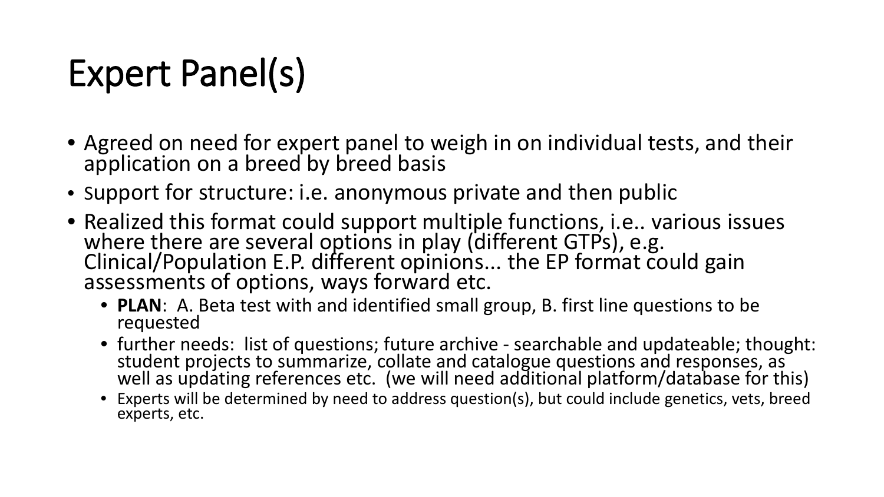# Expert Panel(s)

- Agreed on need for expert panel to weigh in on individual tests, and their application on a breed by breed basis
- support for structure: i.e. anonymous private and then public
- Realized this format could support multiple functions, i.e.. various issues where there are several options in play (different GTPs), e.g. Clinical/Population E.P. different opinions... the EP format could gain assessments of options, ways forward etc.
  - **PLAN**: A. Beta test with and identified small group, B. first line questions to be requested
  - further needs: list of questions; future archive - searchable and updateable; thought: student projects to summarize, collate and catalogue questions and responses, as well as updating references etc. (we will need additional platform/database for this)
  - Experts will be determined by need to address question(s), but could include genetics, vets, breed experts, etc.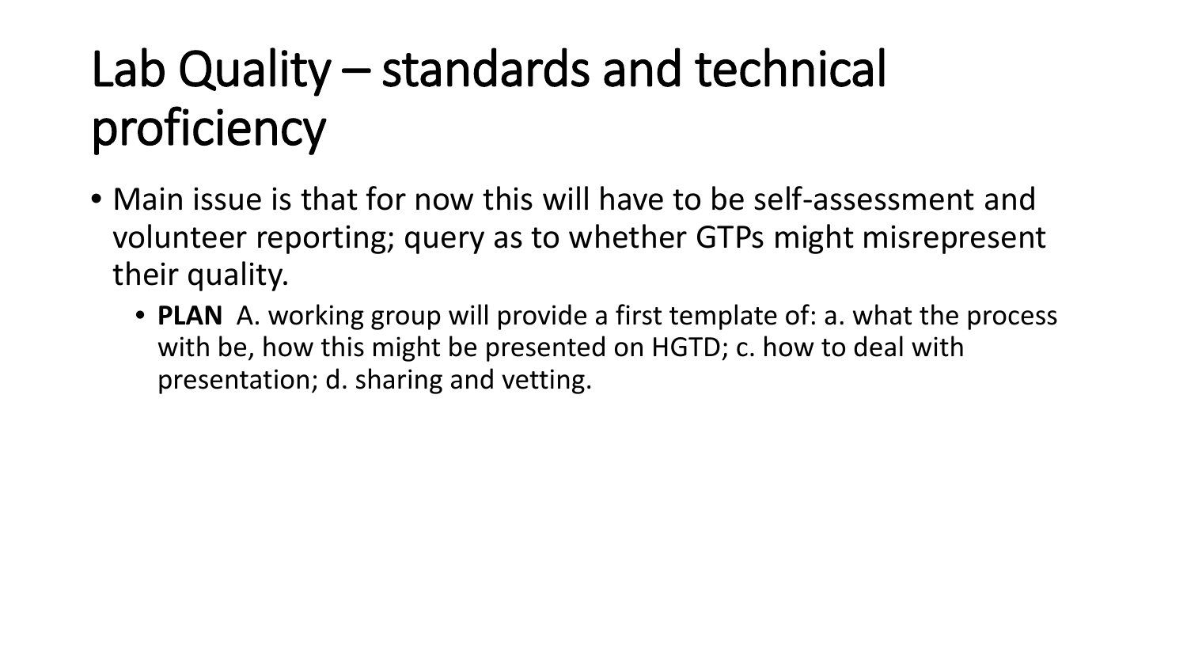# Lab Quality – standards and technical proficiency

- Main issue is that for now this will have to be self-assessment and volunteer reporting; query as to whether GTPs might misrepresent their quality.
  - **PLAN** A. working group will provide a first template of: a. what the process with be, how this might be presented on HGTD; c. how to deal with presentation; d. sharing and vetting.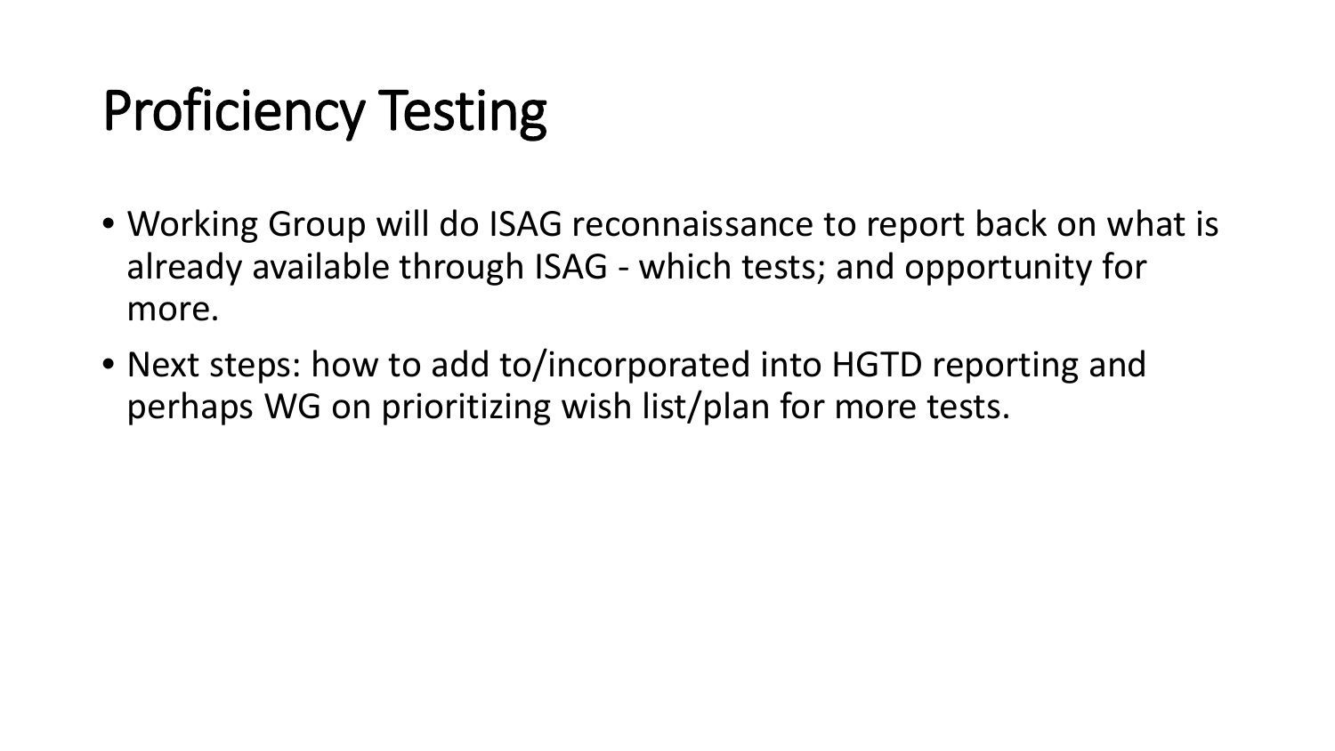# Proficiency Testing

- Working Group will do ISAG reconnaissance to report back on what is already available through ISAG - which tests; and opportunity for more.
- Next steps: how to add to/incorporated into HGTD reporting and perhaps WG on prioritizing wish list/plan for more tests.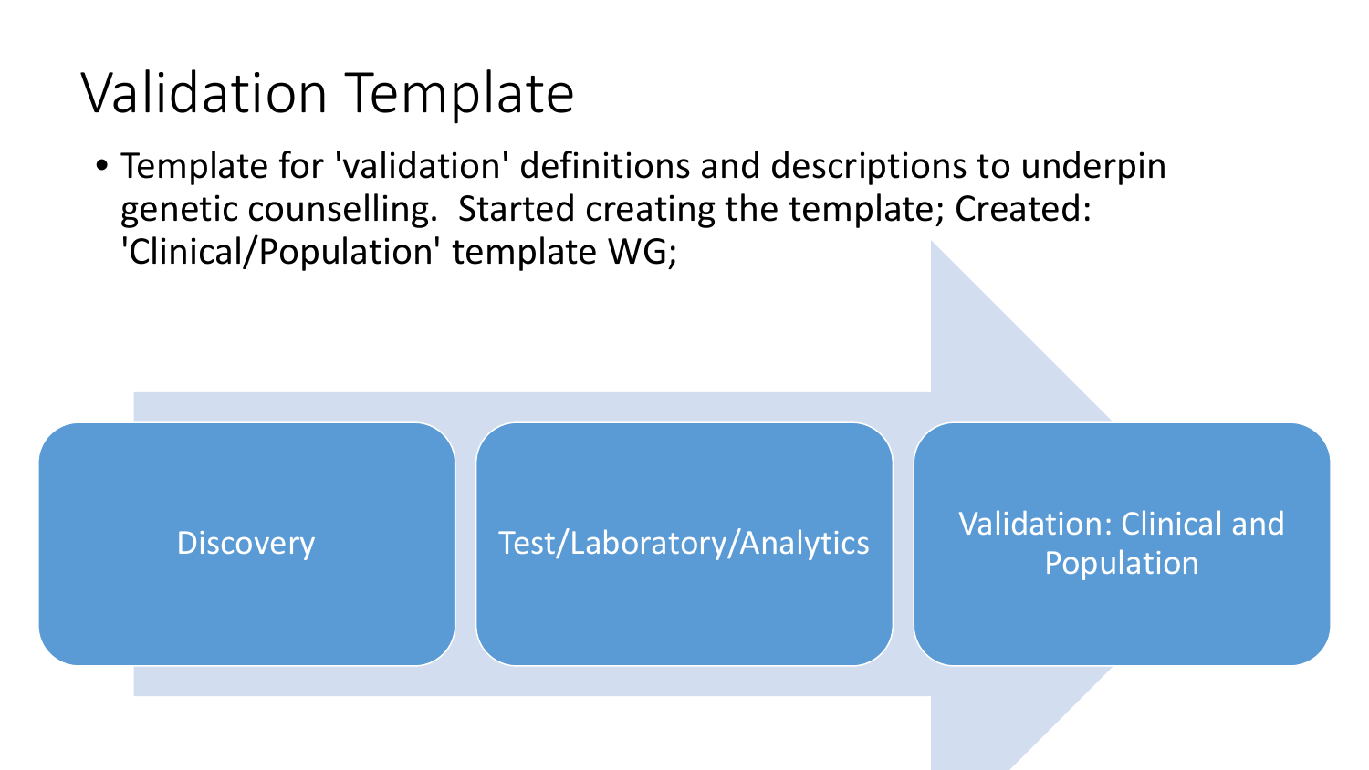# Validation Template

- Template for 'validation' definitions and descriptions to underpin genetic counselling. Started creating the template; Created: 'Clinical/Population' template WG;

Discovery → Test/Laboratory/Analytics → Validation: Clinical and Population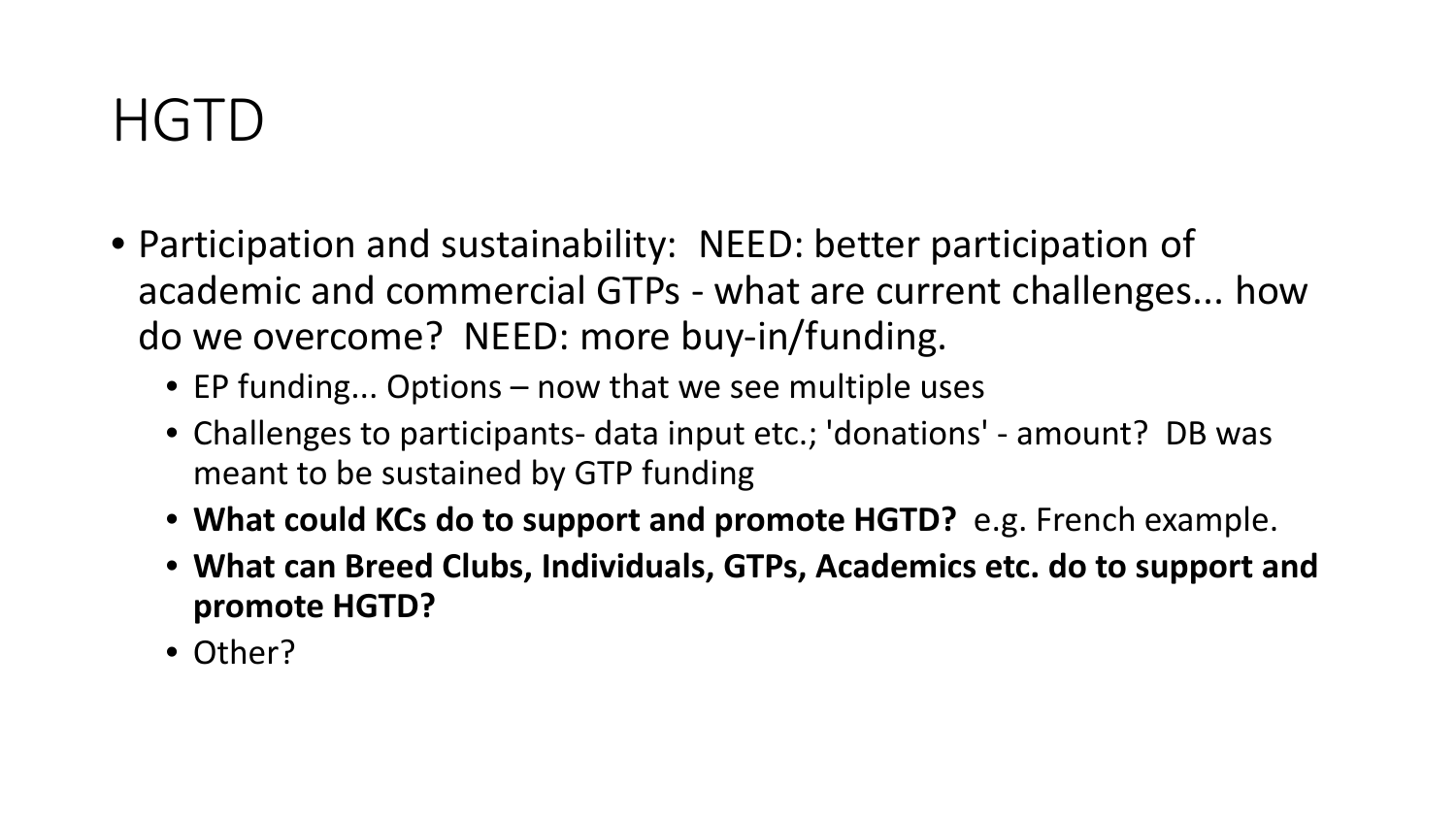# HGTD

- Participation and sustainability:  NEED: better participation of academic and commercial GTPs - what are current challenges... how do we overcome?  NEED: more buy-in/funding.
  - EP funding... Options – now that we see multiple uses
  - Challenges to participants- data input etc.; 'donations' - amount?  DB was meant to be sustained by GTP funding
  - **What could KCs do to support and promote HGTD?** e.g. French example.
  - **What can Breed Clubs, Individuals, GTPs, Academics etc. do to support and promote HGTD?**
  - Other?